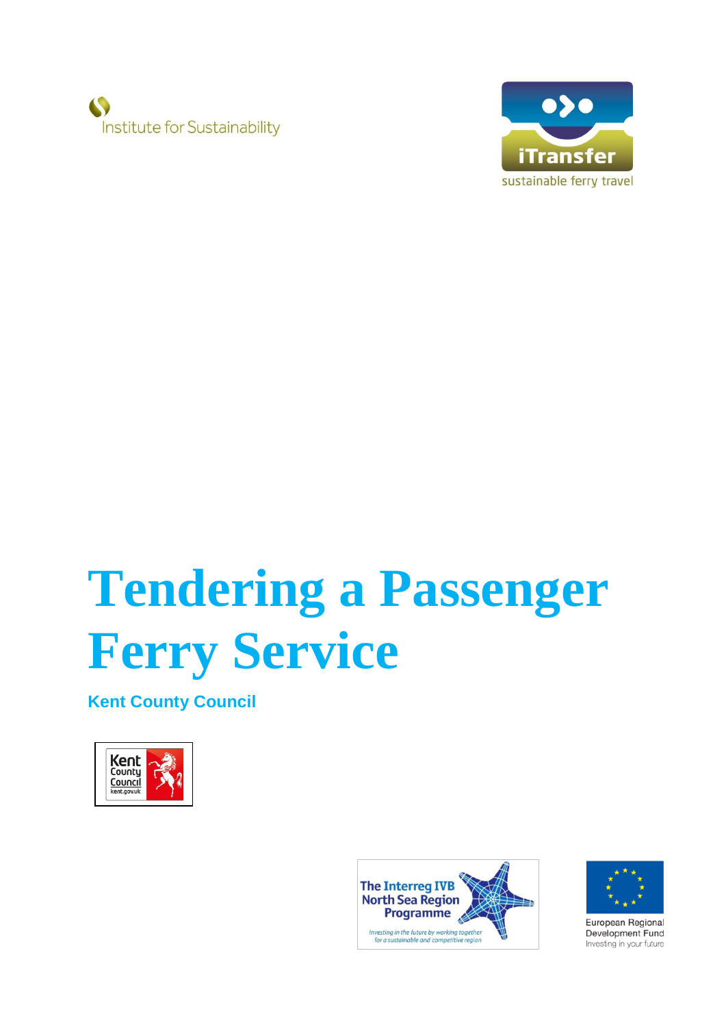Institute for Sustainability

iTransfer
sustainable ferry travel

# Tendering a Passenger Ferry Service

**Kent County Council**

Kent County Council
kent.gov.uk

The Interreg IVB North Sea Region Programme
Investing in the future by working together for a sustainable and competitive region

European Regional Development Fund
Investing in your future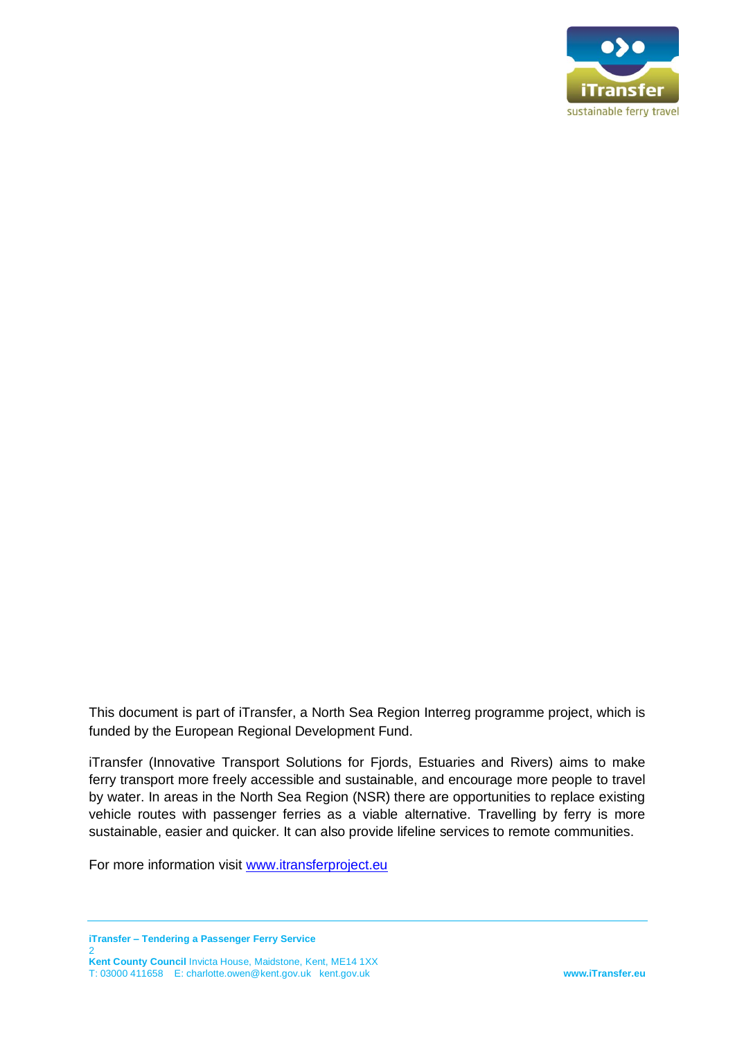This document is part of iTransfer, a North Sea Region Interreg programme project, which is funded by the European Regional Development Fund.

iTransfer (Innovative Transport Solutions for Fjords, Estuaries and Rivers) aims to make ferry transport more freely accessible and sustainable, and encourage more people to travel by water. In areas in the North Sea Region (NSR) there are opportunities to replace existing vehicle routes with passenger ferries as a viable alternative. Travelling by ferry is more sustainable, easier and quicker. It can also provide lifeline services to remote communities.

For more information visit [www.itransferproject.eu](http://www.itransferproject.eu)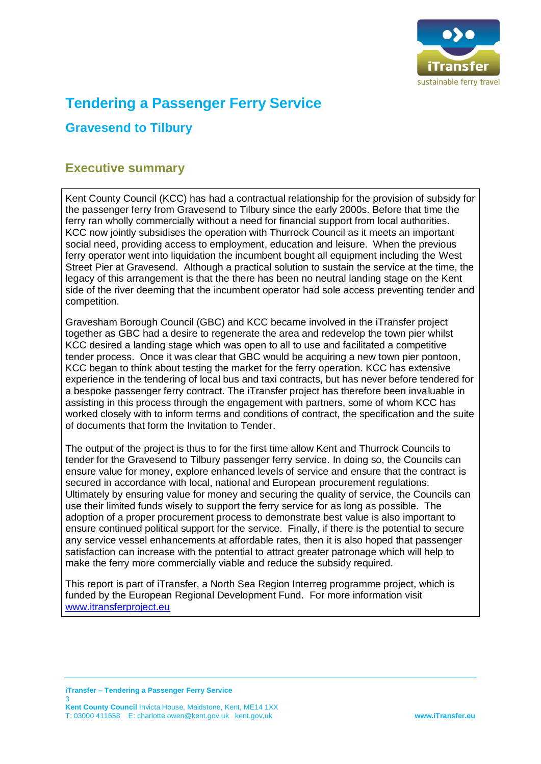# Tendering a Passenger Ferry Service

## Gravesend to Tilbury

## Executive summary

Kent County Council (KCC) has had a contractual relationship for the provision of subsidy for the passenger ferry from Gravesend to Tilbury since the early 2000s. Before that time the ferry ran wholly commercially without a need for financial support from local authorities. KCC now jointly subsidises the operation with Thurrock Council as it meets an important social need, providing access to employment, education and leisure. When the previous ferry operator went into liquidation the incumbent bought all equipment including the West Street Pier at Gravesend. Although a practical solution to sustain the service at the time, the legacy of this arrangement is that the there has been no neutral landing stage on the Kent side of the river deeming that the incumbent operator had sole access preventing tender and competition.

Gravesham Borough Council (GBC) and KCC became involved in the iTransfer project together as GBC had a desire to regenerate the area and redevelop the town pier whilst KCC desired a landing stage which was open to all to use and facilitated a competitive tender process. Once it was clear that GBC would be acquiring a new town pier pontoon, KCC began to think about testing the market for the ferry operation. KCC has extensive experience in the tendering of local bus and taxi contracts, but has never before tendered for a bespoke passenger ferry contract. The iTransfer project has therefore been invaluable in assisting in this process through the engagement with partners, some of whom KCC has worked closely with to inform terms and conditions of contract, the specification and the suite of documents that form the Invitation to Tender.

The output of the project is thus to for the first time allow Kent and Thurrock Councils to tender for the Gravesend to Tilbury passenger ferry service. In doing so, the Councils can ensure value for money, explore enhanced levels of service and ensure that the contract is secured in accordance with local, national and European procurement regulations. Ultimately by ensuring value for money and securing the quality of service, the Councils can use their limited funds wisely to support the ferry service for as long as possible. The adoption of a proper procurement process to demonstrate best value is also important to ensure continued political support for the service. Finally, if there is the potential to secure any service vessel enhancements at affordable rates, then it is also hoped that passenger satisfaction can increase with the potential to attract greater patronage which will help to make the ferry more commercially viable and reduce the subsidy required.

This report is part of iTransfer, a North Sea Region Interreg programme project, which is funded by the European Regional Development Fund. For more information visit [www.itransferproject.eu](www.itransferproject.eu)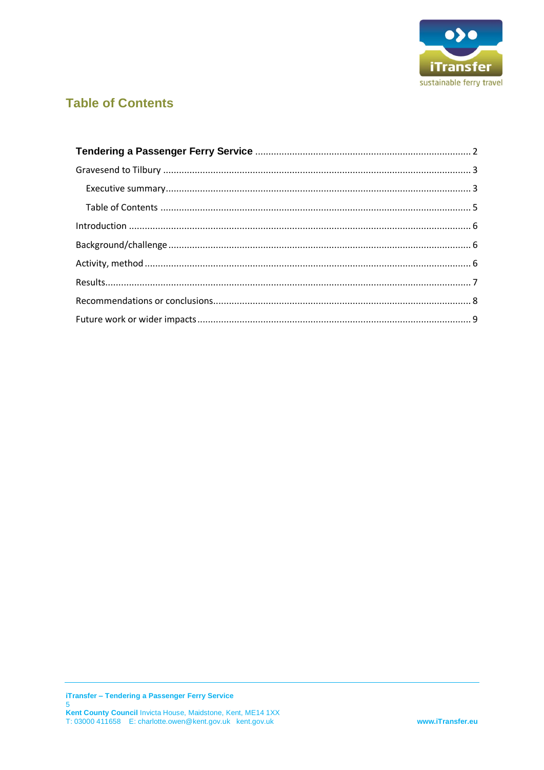## Table of Contents

**Tendering a Passenger Ferry Service** ........ 2

Gravesend to Tilbury ........ 3

- Executive summary ........ 3
- Table of Contents ........ 5

Introduction ........ 6

Background/challenge ........ 6

Activity, method ........ 6

Results ........ 7

Recommendations or conclusions ........ 8

Future work or wider impacts ........ 9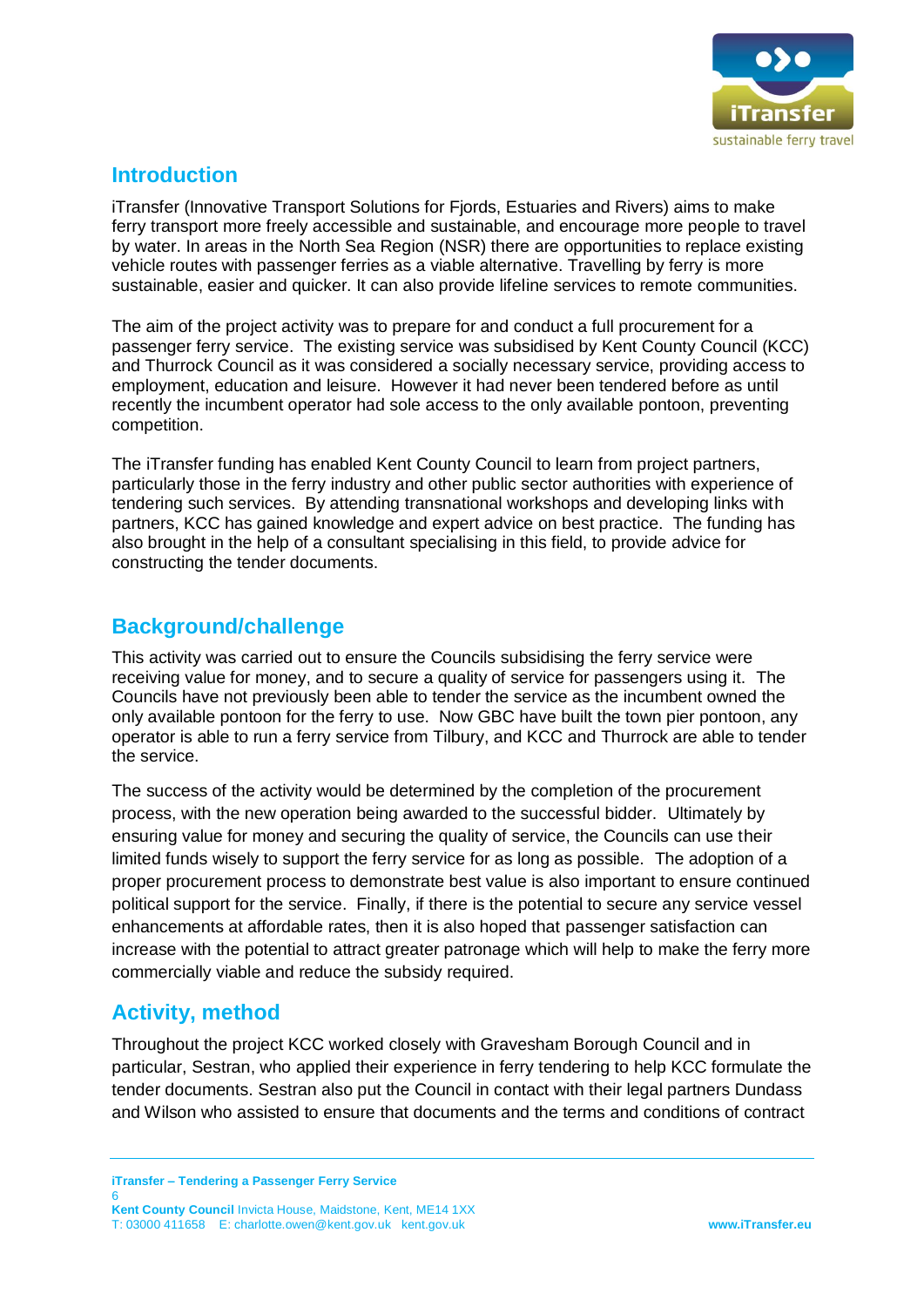## Introduction

iTransfer (Innovative Transport Solutions for Fjords, Estuaries and Rivers) aims to make ferry transport more freely accessible and sustainable, and encourage more people to travel by water. In areas in the North Sea Region (NSR) there are opportunities to replace existing vehicle routes with passenger ferries as a viable alternative. Travelling by ferry is more sustainable, easier and quicker. It can also provide lifeline services to remote communities.

The aim of the project activity was to prepare for and conduct a full procurement for a passenger ferry service. The existing service was subsidised by Kent County Council (KCC) and Thurrock Council as it was considered a socially necessary service, providing access to employment, education and leisure. However it had never been tendered before as until recently the incumbent operator had sole access to the only available pontoon, preventing competition.

The iTransfer funding has enabled Kent County Council to learn from project partners, particularly those in the ferry industry and other public sector authorities with experience of tendering such services. By attending transnational workshops and developing links with partners, KCC has gained knowledge and expert advice on best practice. The funding has also brought in the help of a consultant specialising in this field, to provide advice for constructing the tender documents.

## Background/challenge

This activity was carried out to ensure the Councils subsidising the ferry service were receiving value for money, and to secure a quality of service for passengers using it. The Councils have not previously been able to tender the service as the incumbent owned the only available pontoon for the ferry to use. Now GBC have built the town pier pontoon, any operator is able to run a ferry service from Tilbury, and KCC and Thurrock are able to tender the service.

The success of the activity would be determined by the completion of the procurement process, with the new operation being awarded to the successful bidder. Ultimately by ensuring value for money and securing the quality of service, the Councils can use their limited funds wisely to support the ferry service for as long as possible. The adoption of a proper procurement process to demonstrate best value is also important to ensure continued political support for the service. Finally, if there is the potential to secure any service vessel enhancements at affordable rates, then it is also hoped that passenger satisfaction can increase with the potential to attract greater patronage which will help to make the ferry more commercially viable and reduce the subsidy required.

## Activity, method

Throughout the project KCC worked closely with Gravesham Borough Council and in particular, Sestran, who applied their experience in ferry tendering to help KCC formulate the tender documents. Sestran also put the Council in contact with their legal partners Dundass and Wilson who assisted to ensure that documents and the terms and conditions of contract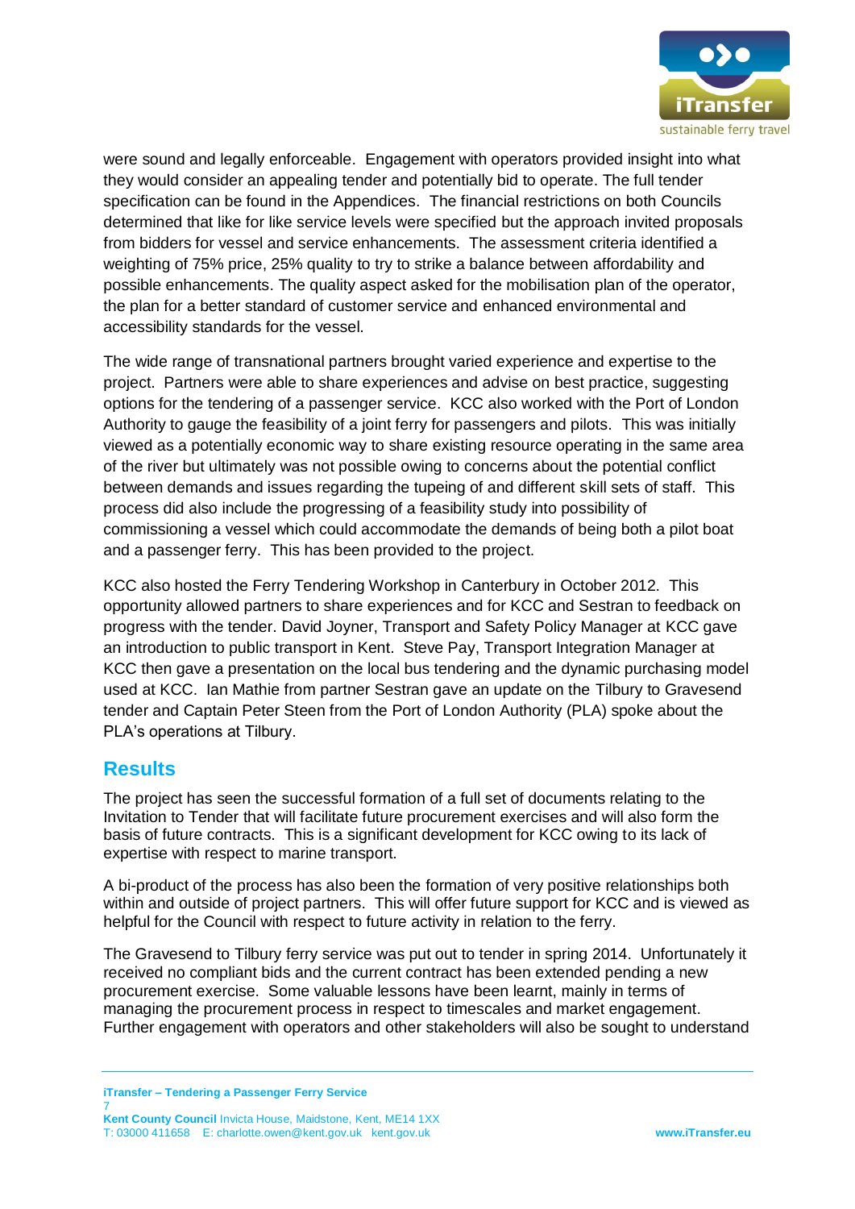were sound and legally enforceable. Engagement with operators provided insight into what they would consider an appealing tender and potentially bid to operate. The full tender specification can be found in the Appendices. The financial restrictions on both Councils determined that like for like service levels were specified but the approach invited proposals from bidders for vessel and service enhancements. The assessment criteria identified a weighting of 75% price, 25% quality to try to strike a balance between affordability and possible enhancements. The quality aspect asked for the mobilisation plan of the operator, the plan for a better standard of customer service and enhanced environmental and accessibility standards for the vessel.

The wide range of transnational partners brought varied experience and expertise to the project. Partners were able to share experiences and advise on best practice, suggesting options for the tendering of a passenger service. KCC also worked with the Port of London Authority to gauge the feasibility of a joint ferry for passengers and pilots. This was initially viewed as a potentially economic way to share existing resource operating in the same area of the river but ultimately was not possible owing to concerns about the potential conflict between demands and issues regarding the tupeing of and different skill sets of staff. This process did also include the progressing of a feasibility study into possibility of commissioning a vessel which could accommodate the demands of being both a pilot boat and a passenger ferry. This has been provided to the project.

KCC also hosted the Ferry Tendering Workshop in Canterbury in October 2012. This opportunity allowed partners to share experiences and for KCC and Sestran to feedback on progress with the tender. David Joyner, Transport and Safety Policy Manager at KCC gave an introduction to public transport in Kent. Steve Pay, Transport Integration Manager at KCC then gave a presentation on the local bus tendering and the dynamic purchasing model used at KCC. Ian Mathie from partner Sestran gave an update on the Tilbury to Gravesend tender and Captain Peter Steen from the Port of London Authority (PLA) spoke about the PLA's operations at Tilbury.

## Results

The project has seen the successful formation of a full set of documents relating to the Invitation to Tender that will facilitate future procurement exercises and will also form the basis of future contracts. This is a significant development for KCC owing to its lack of expertise with respect to marine transport.

A bi-product of the process has also been the formation of very positive relationships both within and outside of project partners. This will offer future support for KCC and is viewed as helpful for the Council with respect to future activity in relation to the ferry.

The Gravesend to Tilbury ferry service was put out to tender in spring 2014. Unfortunately it received no compliant bids and the current contract has been extended pending a new procurement exercise. Some valuable lessons have been learnt, mainly in terms of managing the procurement process in respect to timescales and market engagement. Further engagement with operators and other stakeholders will also be sought to understand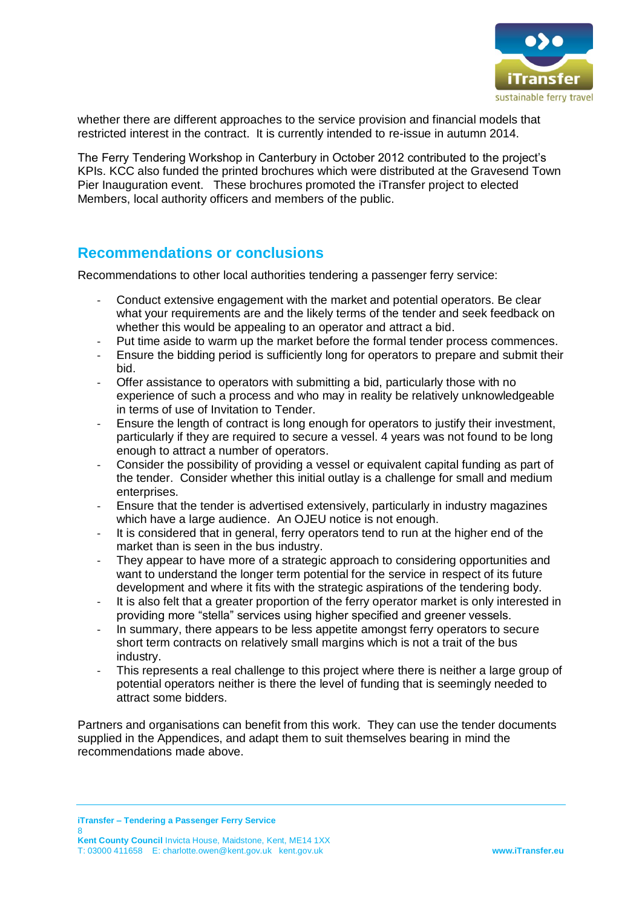whether there are different approaches to the service provision and financial models that restricted interest in the contract. It is currently intended to re-issue in autumn 2014.

The Ferry Tendering Workshop in Canterbury in October 2012 contributed to the project's KPIs. KCC also funded the printed brochures which were distributed at the Gravesend Town Pier Inauguration event. These brochures promoted the iTransfer project to elected Members, local authority officers and members of the public.

## Recommendations or conclusions

Recommendations to other local authorities tendering a passenger ferry service:

- Conduct extensive engagement with the market and potential operators. Be clear what your requirements are and the likely terms of the tender and seek feedback on whether this would be appealing to an operator and attract a bid.
- Put time aside to warm up the market before the formal tender process commences.
- Ensure the bidding period is sufficiently long for operators to prepare and submit their bid.
- Offer assistance to operators with submitting a bid, particularly those with no experience of such a process and who may in reality be relatively unknowledgeable in terms of use of Invitation to Tender.
- Ensure the length of contract is long enough for operators to justify their investment, particularly if they are required to secure a vessel. 4 years was not found to be long enough to attract a number of operators.
- Consider the possibility of providing a vessel or equivalent capital funding as part of the tender. Consider whether this initial outlay is a challenge for small and medium enterprises.
- Ensure that the tender is advertised extensively, particularly in industry magazines which have a large audience. An OJEU notice is not enough.
- It is considered that in general, ferry operators tend to run at the higher end of the market than is seen in the bus industry.
- They appear to have more of a strategic approach to considering opportunities and want to understand the longer term potential for the service in respect of its future development and where it fits with the strategic aspirations of the tendering body.
- It is also felt that a greater proportion of the ferry operator market is only interested in providing more "stella" services using higher specified and greener vessels.
- In summary, there appears to be less appetite amongst ferry operators to secure short term contracts on relatively small margins which is not a trait of the bus industry.
- This represents a real challenge to this project where there is neither a large group of potential operators neither is there the level of funding that is seemingly needed to attract some bidders.

Partners and organisations can benefit from this work. They can use the tender documents supplied in the Appendices, and adapt them to suit themselves bearing in mind the recommendations made above.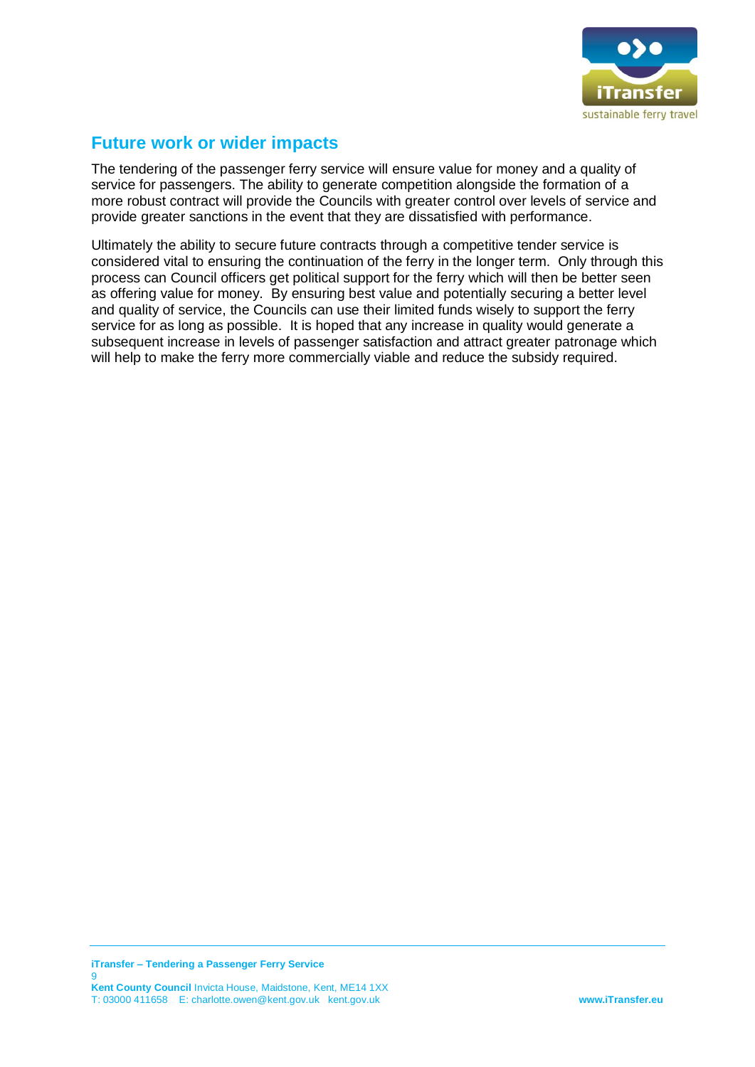## Future work or wider impacts

The tendering of the passenger ferry service will ensure value for money and a quality of service for passengers. The ability to generate competition alongside the formation of a more robust contract will provide the Councils with greater control over levels of service and provide greater sanctions in the event that they are dissatisfied with performance.

Ultimately the ability to secure future contracts through a competitive tender service is considered vital to ensuring the continuation of the ferry in the longer term. Only through this process can Council officers get political support for the ferry which will then be better seen as offering value for money. By ensuring best value and potentially securing a better level and quality of service, the Councils can use their limited funds wisely to support the ferry service for as long as possible. It is hoped that any increase in quality would generate a subsequent increase in levels of passenger satisfaction and attract greater patronage which will help to make the ferry more commercially viable and reduce the subsidy required.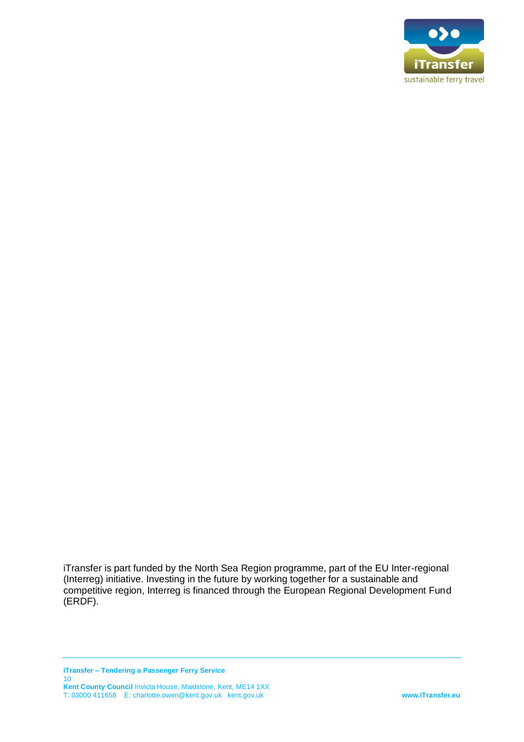iTransfer is part funded by the North Sea Region programme, part of the EU Inter-regional (Interreg) initiative. Investing in the future by working together for a sustainable and competitive region, Interreg is financed through the European Regional Development Fund (ERDF).